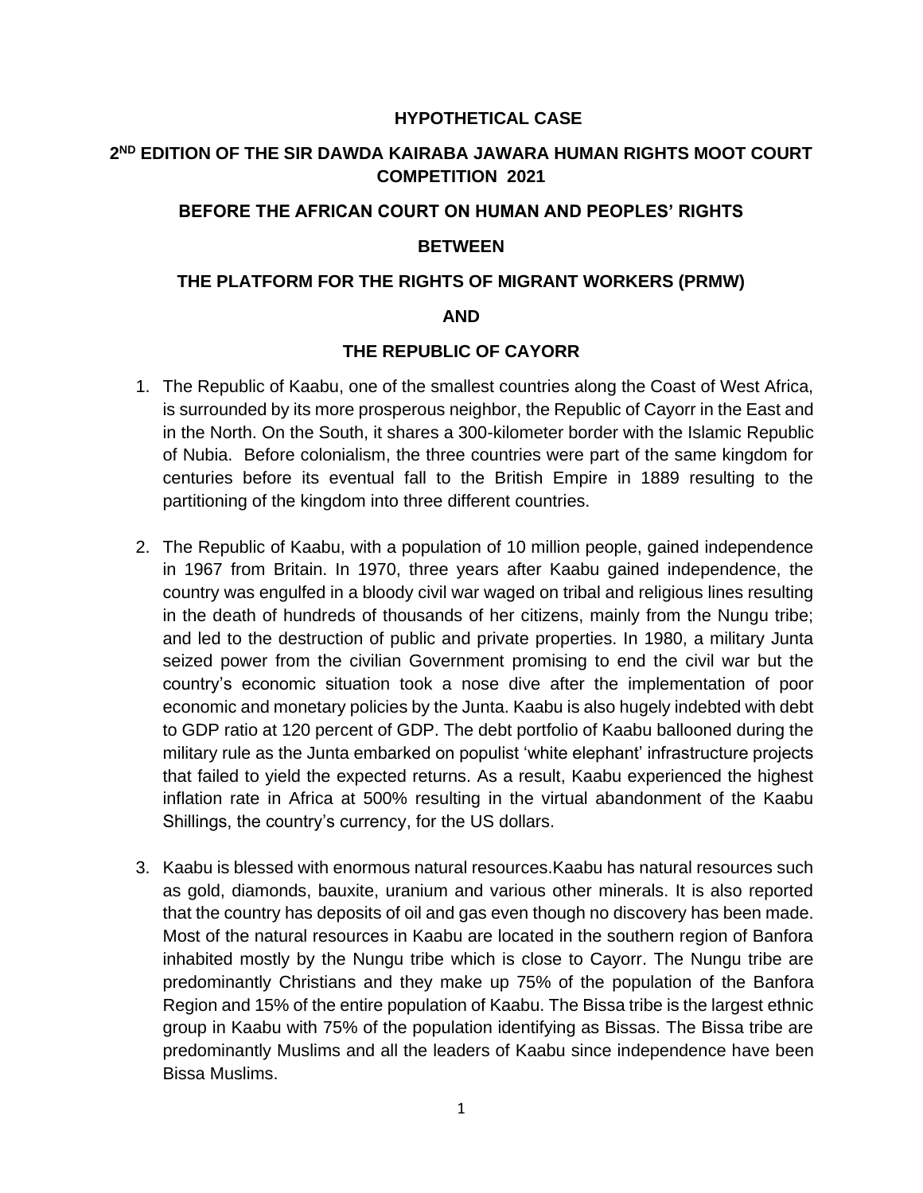**HYPOTHETICAL CASE**

**2ND EDITION OF THE SIR DAWDA KAIRABA JAWARA HUMAN RIGHTS MOOT COURT COMPETITION 2021**

**BEFORE THE AFRICAN COURT ON HUMAN AND PEOPLES' RIGHTS**

**BETWEEN**

**THE PLATFORM FOR THE RIGHTS OF MIGRANT WORKERS (PRMW)**

**AND**

**THE REPUBLIC OF CAYORR**

1. The Republic of Kaabu, one of the smallest countries along the Coast of West Africa, is surrounded by its more prosperous neighbor, the Republic of Cayorr in the East and in the North. On the South, it shares a 300-kilometer border with the Islamic Republic of Nubia. Before colonialism, the three countries were part of the same kingdom for centuries before its eventual fall to the British Empire in 1889 resulting to the partitioning of the kingdom into three different countries.

2. The Republic of Kaabu, with a population of 10 million people, gained independence in 1967 from Britain. In 1970, three years after Kaabu gained independence, the country was engulfed in a bloody civil war waged on tribal and religious lines resulting in the death of hundreds of thousands of her citizens, mainly from the Nungu tribe; and led to the destruction of public and private properties. In 1980, a military Junta seized power from the civilian Government promising to end the civil war but the country's economic situation took a nose dive after the implementation of poor economic and monetary policies by the Junta. Kaabu is also hugely indebted with debt to GDP ratio at 120 percent of GDP. The debt portfolio of Kaabu ballooned during the military rule as the Junta embarked on populist 'white elephant' infrastructure projects that failed to yield the expected returns. As a result, Kaabu experienced the highest inflation rate in Africa at 500% resulting in the virtual abandonment of the Kaabu Shillings, the country's currency, for the US dollars.

3. Kaabu is blessed with enormous natural resources.Kaabu has natural resources such as gold, diamonds, bauxite, uranium and various other minerals. It is also reported that the country has deposits of oil and gas even though no discovery has been made. Most of the natural resources in Kaabu are located in the southern region of Banfora inhabited mostly by the Nungu tribe which is close to Cayorr. The Nungu tribe are predominantly Christians and they make up 75% of the population of the Banfora Region and 15% of the entire population of Kaabu. The Bissa tribe is the largest ethnic group in Kaabu with 75% of the population identifying as Bissas. The Bissa tribe are predominantly Muslims and all the leaders of Kaabu since independence have been Bissa Muslims.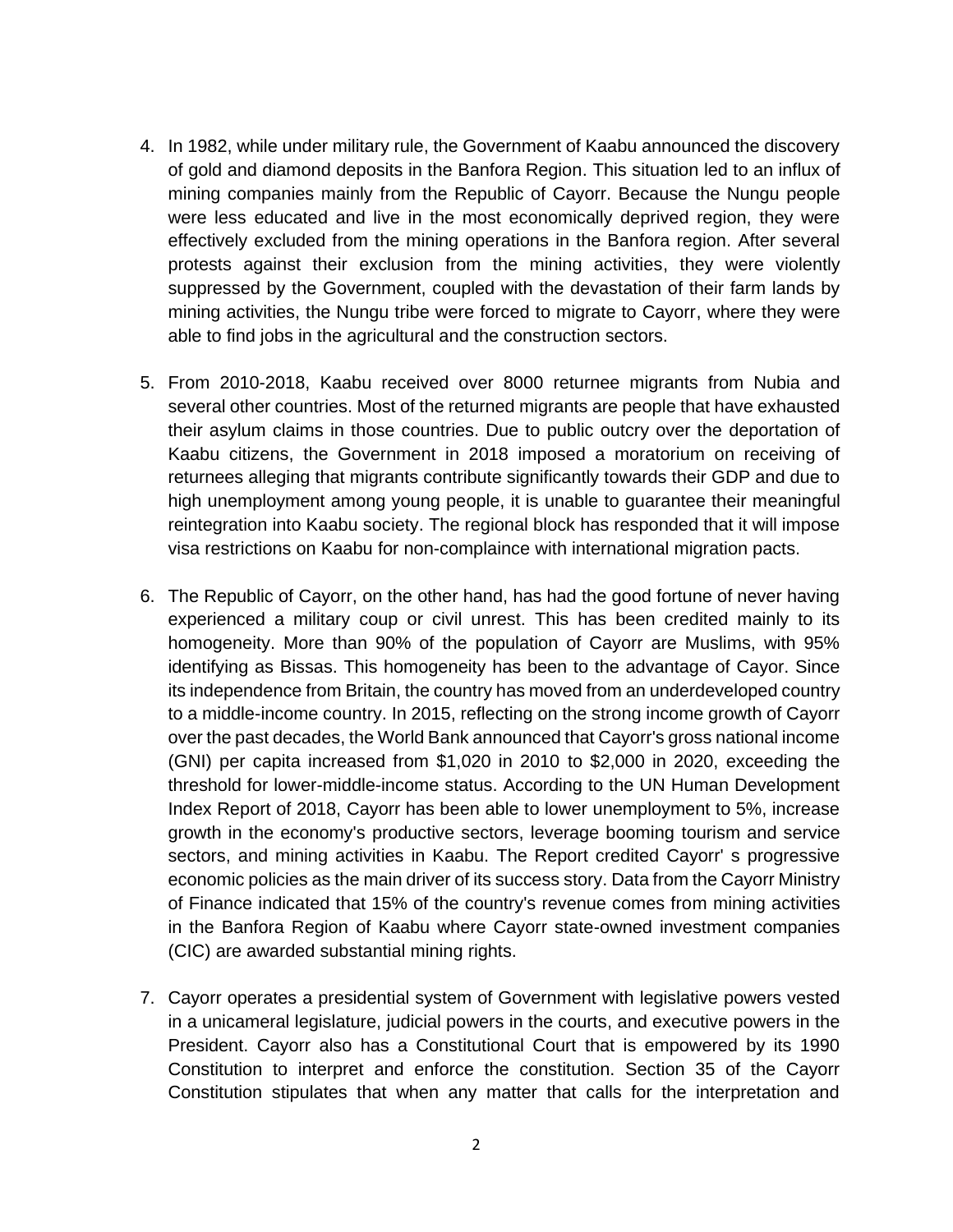4. In 1982, while under military rule, the Government of Kaabu announced the discovery of gold and diamond deposits in the Banfora Region. This situation led to an influx of mining companies mainly from the Republic of Cayorr. Because the Nungu people were less educated and live in the most economically deprived region, they were effectively excluded from the mining operations in the Banfora region. After several protests against their exclusion from the mining activities, they were violently suppressed by the Government, coupled with the devastation of their farm lands by mining activities, the Nungu tribe were forced to migrate to Cayorr, where they were able to find jobs in the agricultural and the construction sectors.

5. From 2010-2018, Kaabu received over 8000 returnee migrants from Nubia and several other countries. Most of the returned migrants are people that have exhausted their asylum claims in those countries. Due to public outcry over the deportation of Kaabu citizens, the Government in 2018 imposed a moratorium on receiving of returnees alleging that migrants contribute significantly towards their GDP and due to high unemployment among young people, it is unable to guarantee their meaningful reintegration into Kaabu society. The regional block has responded that it will impose visa restrictions on Kaabu for non-complaince with international migration pacts.

6. The Republic of Cayorr, on the other hand, has had the good fortune of never having experienced a military coup or civil unrest. This has been credited mainly to its homogeneity. More than 90% of the population of Cayorr are Muslims, with 95% identifying as Bissas. This homogeneity has been to the advantage of Cayor. Since its independence from Britain, the country has moved from an underdeveloped country to a middle-income country. In 2015, reflecting on the strong income growth of Cayorr over the past decades, the World Bank announced that Cayorr's gross national income (GNI) per capita increased from $1,020 in 2010 to $2,000 in 2020, exceeding the threshold for lower-middle-income status. According to the UN Human Development Index Report of 2018, Cayorr has been able to lower unemployment to 5%, increase growth in the economy's productive sectors, leverage booming tourism and service sectors, and mining activities in Kaabu. The Report credited Cayorr' s progressive economic policies as the main driver of its success story. Data from the Cayorr Ministry of Finance indicated that 15% of the country's revenue comes from mining activities in the Banfora Region of Kaabu where Cayorr state-owned investment companies (CIC) are awarded substantial mining rights.

7. Cayorr operates a presidential system of Government with legislative powers vested in a unicameral legislature, judicial powers in the courts, and executive powers in the President. Cayorr also has a Constitutional Court that is empowered by its 1990 Constitution to interpret and enforce the constitution. Section 35 of the Cayorr Constitution stipulates that when any matter that calls for the interpretation and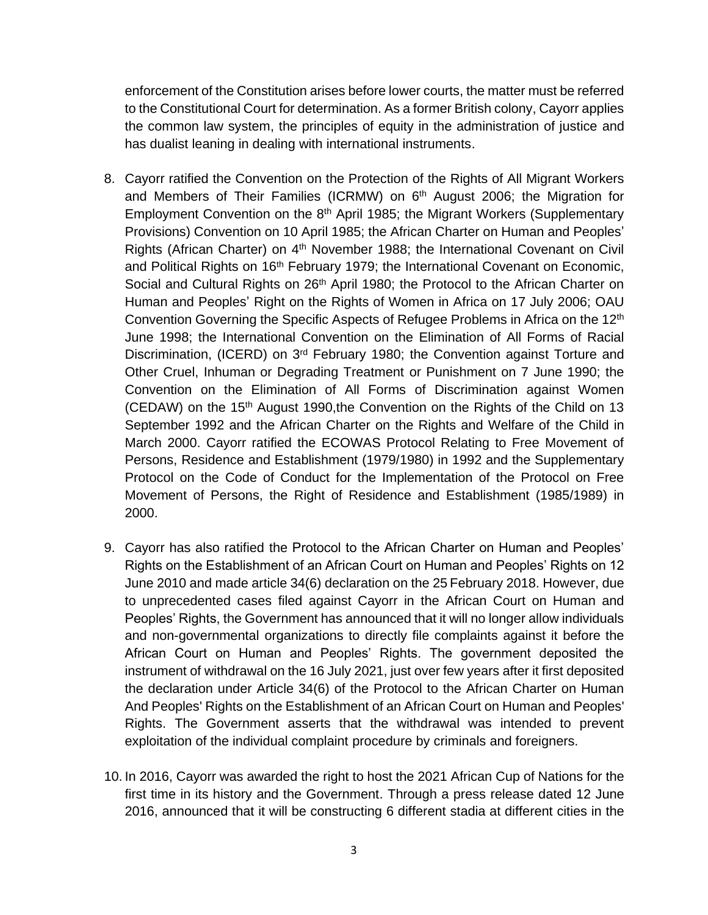enforcement of the Constitution arises before lower courts, the matter must be referred to the Constitutional Court for determination. As a former British colony, Cayorr applies the common law system, the principles of equity in the administration of justice and has dualist leaning in dealing with international instruments.

8. Cayorr ratified the Convention on the Protection of the Rights of All Migrant Workers and Members of Their Families (ICRMW) on 6th August 2006; the Migration for Employment Convention on the 8th April 1985; the Migrant Workers (Supplementary Provisions) Convention on 10 April 1985; the African Charter on Human and Peoples' Rights (African Charter) on 4th November 1988; the International Covenant on Civil and Political Rights on 16th February 1979; the International Covenant on Economic, Social and Cultural Rights on 26th April 1980; the Protocol to the African Charter on Human and Peoples' Right on the Rights of Women in Africa on 17 July 2006; OAU Convention Governing the Specific Aspects of Refugee Problems in Africa on the 12th June 1998; the International Convention on the Elimination of All Forms of Racial Discrimination, (ICERD) on 3rd February 1980; the Convention against Torture and Other Cruel, Inhuman or Degrading Treatment or Punishment on 7 June 1990; the Convention on the Elimination of All Forms of Discrimination against Women (CEDAW) on the 15th August 1990,the Convention on the Rights of the Child on 13 September 1992 and the African Charter on the Rights and Welfare of the Child in March 2000. Cayorr ratified the ECOWAS Protocol Relating to Free Movement of Persons, Residence and Establishment (1979/1980) in 1992 and the Supplementary Protocol on the Code of Conduct for the Implementation of the Protocol on Free Movement of Persons, the Right of Residence and Establishment (1985/1989) in 2000.

9. Cayorr has also ratified the Protocol to the African Charter on Human and Peoples' Rights on the Establishment of an African Court on Human and Peoples' Rights on 12 June 2010 and made article 34(6) declaration on the 25 February 2018. However, due to unprecedented cases filed against Cayorr in the African Court on Human and Peoples' Rights, the Government has announced that it will no longer allow individuals and non-governmental organizations to directly file complaints against it before the African Court on Human and Peoples' Rights. The government deposited the instrument of withdrawal on the 16 July 2021, just over few years after it first deposited the declaration under Article 34(6) of the Protocol to the African Charter on Human And Peoples' Rights on the Establishment of an African Court on Human and Peoples' Rights. The Government asserts that the withdrawal was intended to prevent exploitation of the individual complaint procedure by criminals and foreigners.

10. In 2016, Cayorr was awarded the right to host the 2021 African Cup of Nations for the first time in its history and the Government. Through a press release dated 12 June 2016, announced that it will be constructing 6 different stadia at different cities in the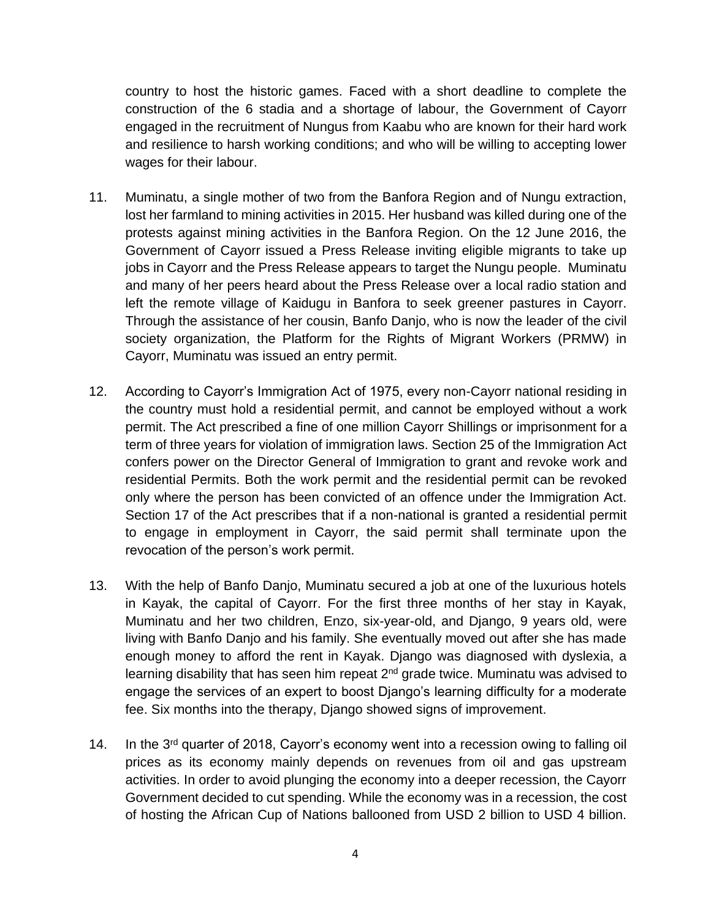country to host the historic games. Faced with a short deadline to complete the construction of the 6 stadia and a shortage of labour, the Government of Cayorr engaged in the recruitment of Nungus from Kaabu who are known for their hard work and resilience to harsh working conditions; and who will be willing to accepting lower wages for their labour.

11. Muminatu, a single mother of two from the Banfora Region and of Nungu extraction, lost her farmland to mining activities in 2015. Her husband was killed during one of the protests against mining activities in the Banfora Region. On the 12 June 2016, the Government of Cayorr issued a Press Release inviting eligible migrants to take up jobs in Cayorr and the Press Release appears to target the Nungu people. Muminatu and many of her peers heard about the Press Release over a local radio station and left the remote village of Kaidugu in Banfora to seek greener pastures in Cayorr. Through the assistance of her cousin, Banfo Danjo, who is now the leader of the civil society organization, the Platform for the Rights of Migrant Workers (PRMW) in Cayorr, Muminatu was issued an entry permit.

12. According to Cayorr's Immigration Act of 1975, every non-Cayorr national residing in the country must hold a residential permit, and cannot be employed without a work permit. The Act prescribed a fine of one million Cayorr Shillings or imprisonment for a term of three years for violation of immigration laws. Section 25 of the Immigration Act confers power on the Director General of Immigration to grant and revoke work and residential Permits. Both the work permit and the residential permit can be revoked only where the person has been convicted of an offence under the Immigration Act. Section 17 of the Act prescribes that if a non-national is granted a residential permit to engage in employment in Cayorr, the said permit shall terminate upon the revocation of the person's work permit.

13. With the help of Banfo Danjo, Muminatu secured a job at one of the luxurious hotels in Kayak, the capital of Cayorr. For the first three months of her stay in Kayak, Muminatu and her two children, Enzo, six-year-old, and Django, 9 years old, were living with Banfo Danjo and his family. She eventually moved out after she has made enough money to afford the rent in Kayak. Django was diagnosed with dyslexia, a learning disability that has seen him repeat 2nd grade twice. Muminatu was advised to engage the services of an expert to boost Django's learning difficulty for a moderate fee. Six months into the therapy, Django showed signs of improvement.

14. In the 3rd quarter of 2018, Cayorr's economy went into a recession owing to falling oil prices as its economy mainly depends on revenues from oil and gas upstream activities. In order to avoid plunging the economy into a deeper recession, the Cayorr Government decided to cut spending. While the economy was in a recession, the cost of hosting the African Cup of Nations ballooned from USD 2 billion to USD 4 billion.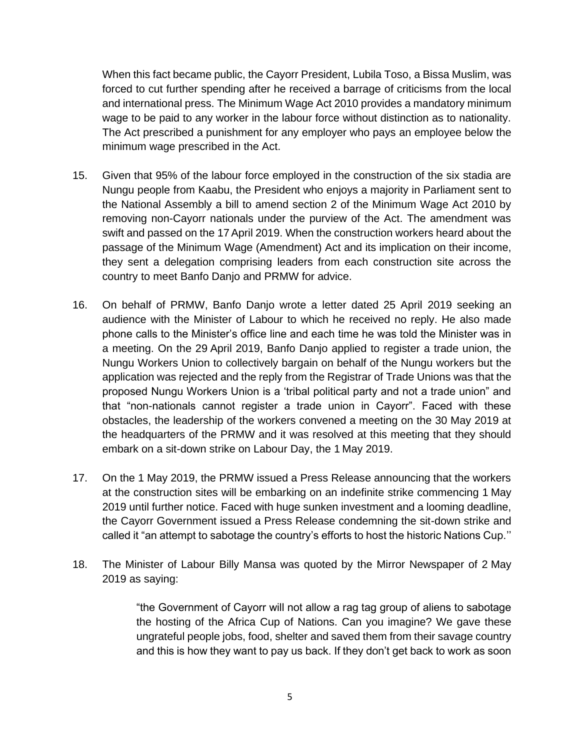When this fact became public, the Cayorr President, Lubila Toso, a Bissa Muslim, was forced to cut further spending after he received a barrage of criticisms from the local and international press. The Minimum Wage Act 2010 provides a mandatory minimum wage to be paid to any worker in the labour force without distinction as to nationality. The Act prescribed a punishment for any employer who pays an employee below the minimum wage prescribed in the Act.

15. Given that 95% of the labour force employed in the construction of the six stadia are Nungu people from Kaabu, the President who enjoys a majority in Parliament sent to the National Assembly a bill to amend section 2 of the Minimum Wage Act 2010 by removing non-Cayorr nationals under the purview of the Act. The amendment was swift and passed on the 17 April 2019. When the construction workers heard about the passage of the Minimum Wage (Amendment) Act and its implication on their income, they sent a delegation comprising leaders from each construction site across the country to meet Banfo Danjo and PRMW for advice.

16. On behalf of PRMW, Banfo Danjo wrote a letter dated 25 April 2019 seeking an audience with the Minister of Labour to which he received no reply. He also made phone calls to the Minister's office line and each time he was told the Minister was in a meeting. On the 29 April 2019, Banfo Danjo applied to register a trade union, the Nungu Workers Union to collectively bargain on behalf of the Nungu workers but the application was rejected and the reply from the Registrar of Trade Unions was that the proposed Nungu Workers Union is a 'tribal political party and not a trade union" and that "non-nationals cannot register a trade union in Cayorr". Faced with these obstacles, the leadership of the workers convened a meeting on the 30 May 2019 at the headquarters of the PRMW and it was resolved at this meeting that they should embark on a sit-down strike on Labour Day, the 1 May 2019.

17. On the 1 May 2019, the PRMW issued a Press Release announcing that the workers at the construction sites will be embarking on an indefinite strike commencing 1 May 2019 until further notice. Faced with huge sunken investment and a looming deadline, the Cayorr Government issued a Press Release condemning the sit-down strike and called it "an attempt to sabotage the country's efforts to host the historic Nations Cup.''

18. The Minister of Labour Billy Mansa was quoted by the Mirror Newspaper of 2 May 2019 as saying:

> "the Government of Cayorr will not allow a rag tag group of aliens to sabotage the hosting of the Africa Cup of Nations. Can you imagine? We gave these ungrateful people jobs, food, shelter and saved them from their savage country and this is how they want to pay us back. If they don't get back to work as soon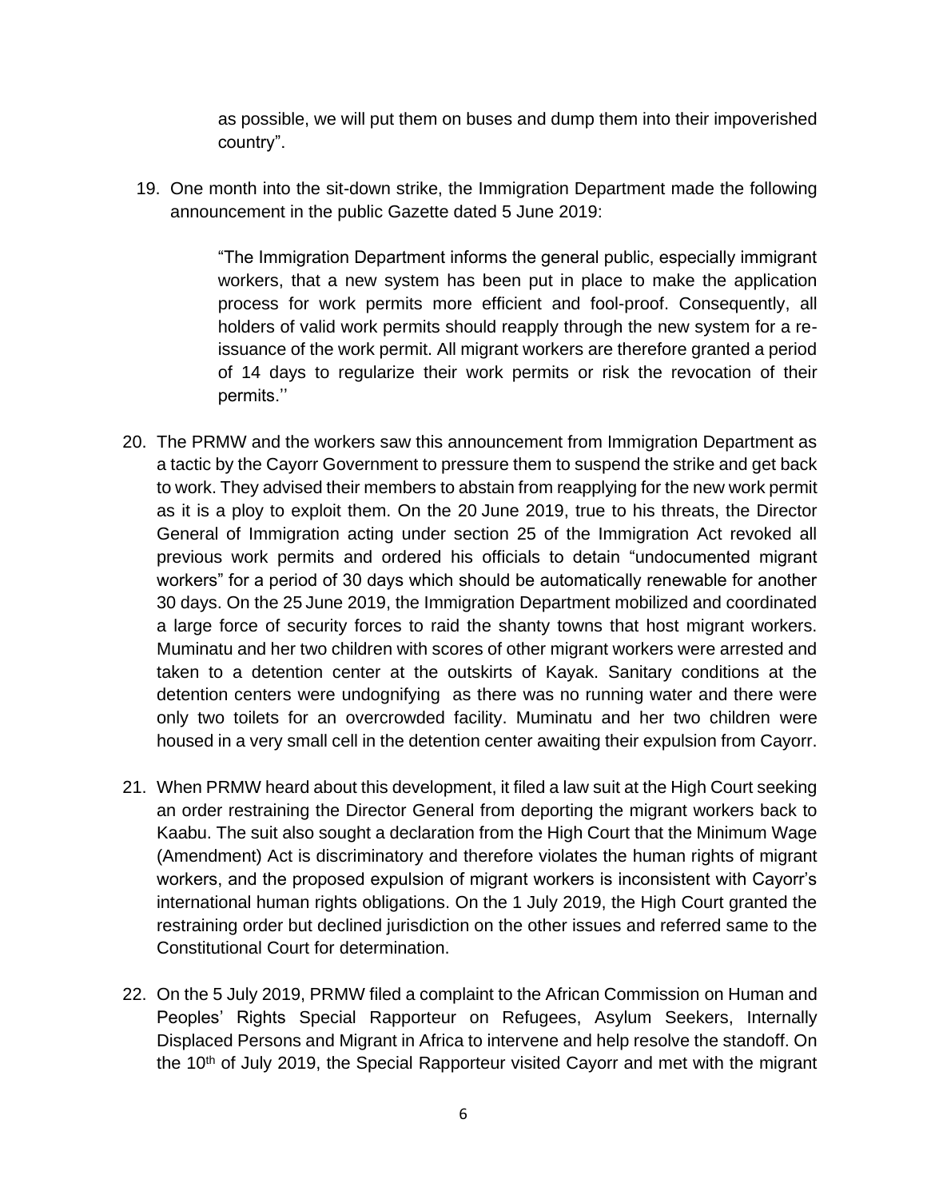as possible, we will put them on buses and dump them into their impoverished country".

19. One month into the sit-down strike, the Immigration Department made the following announcement in the public Gazette dated 5 June 2019:

> "The Immigration Department informs the general public, especially immigrant workers, that a new system has been put in place to make the application process for work permits more efficient and fool-proof. Consequently, all holders of valid work permits should reapply through the new system for a re-issuance of the work permit. All migrant workers are therefore granted a period of 14 days to regularize their work permits or risk the revocation of their permits.''

20. The PRMW and the workers saw this announcement from Immigration Department as a tactic by the Cayorr Government to pressure them to suspend the strike and get back to work. They advised their members to abstain from reapplying for the new work permit as it is a ploy to exploit them. On the 20 June 2019, true to his threats, the Director General of Immigration acting under section 25 of the Immigration Act revoked all previous work permits and ordered his officials to detain "undocumented migrant workers" for a period of 30 days which should be automatically renewable for another 30 days. On the 25 June 2019, the Immigration Department mobilized and coordinated a large force of security forces to raid the shanty towns that host migrant workers. Muminatu and her two children with scores of other migrant workers were arrested and taken to a detention center at the outskirts of Kayak. Sanitary conditions at the detention centers were undognifying as there was no running water and there were only two toilets for an overcrowded facility. Muminatu and her two children were housed in a very small cell in the detention center awaiting their expulsion from Cayorr.

21. When PRMW heard about this development, it filed a law suit at the High Court seeking an order restraining the Director General from deporting the migrant workers back to Kaabu. The suit also sought a declaration from the High Court that the Minimum Wage (Amendment) Act is discriminatory and therefore violates the human rights of migrant workers, and the proposed expulsion of migrant workers is inconsistent with Cayorr's international human rights obligations. On the 1 July 2019, the High Court granted the restraining order but declined jurisdiction on the other issues and referred same to the Constitutional Court for determination.

22. On the 5 July 2019, PRMW filed a complaint to the African Commission on Human and Peoples' Rights Special Rapporteur on Refugees, Asylum Seekers, Internally Displaced Persons and Migrant in Africa to intervene and help resolve the standoff. On the 10th of July 2019, the Special Rapporteur visited Cayorr and met with the migrant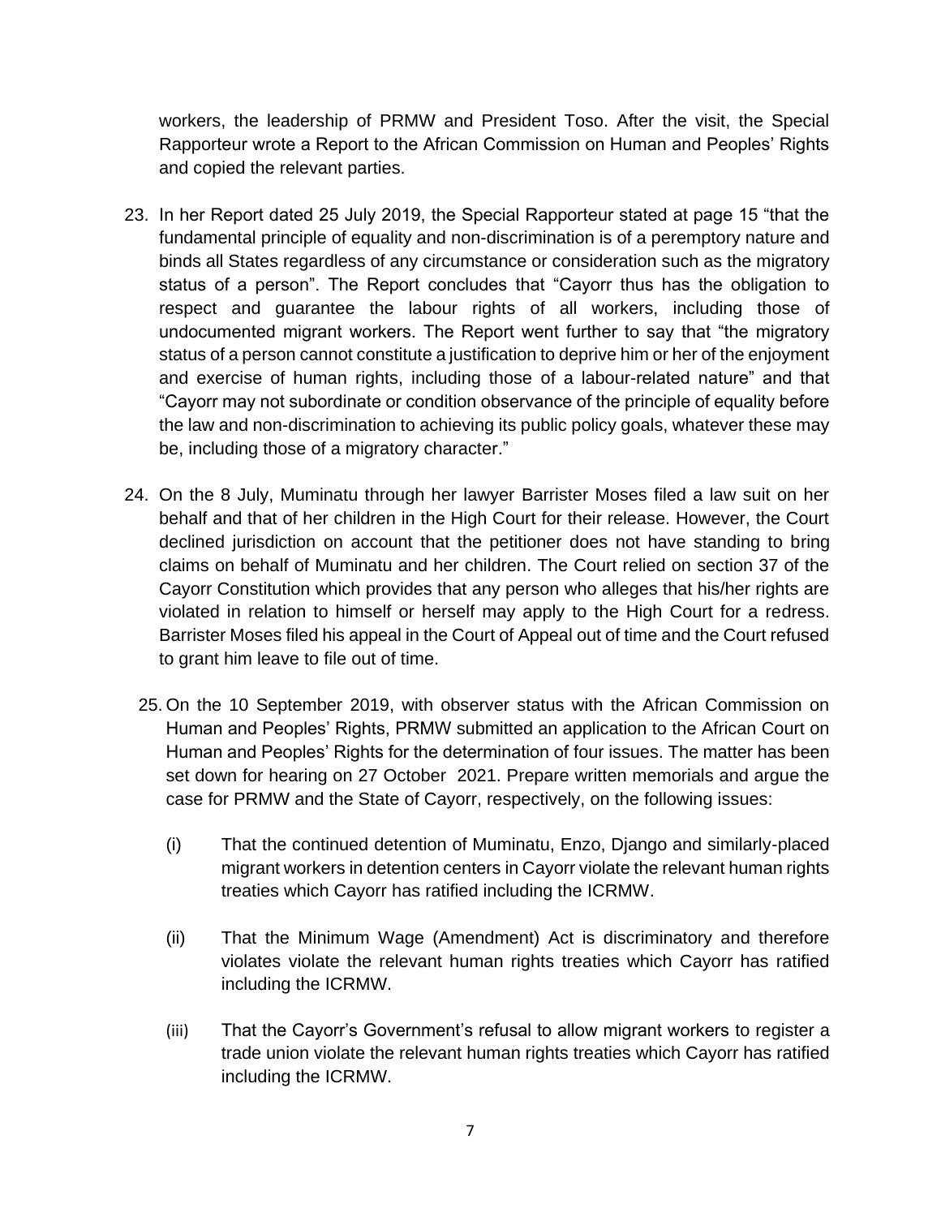workers, the leadership of PRMW and President Toso. After the visit, the Special Rapporteur wrote a Report to the African Commission on Human and Peoples' Rights and copied the relevant parties.

23. In her Report dated 25 July 2019, the Special Rapporteur stated at page 15 "that the fundamental principle of equality and non-discrimination is of a peremptory nature and binds all States regardless of any circumstance or consideration such as the migratory status of a person". The Report concludes that "Cayorr thus has the obligation to respect and guarantee the labour rights of all workers, including those of undocumented migrant workers. The Report went further to say that "the migratory status of a person cannot constitute a justification to deprive him or her of the enjoyment and exercise of human rights, including those of a labour-related nature" and that "Cayorr may not subordinate or condition observance of the principle of equality before the law and non-discrimination to achieving its public policy goals, whatever these may be, including those of a migratory character."

24. On the 8 July, Muminatu through her lawyer Barrister Moses filed a law suit on her behalf and that of her children in the High Court for their release. However, the Court declined jurisdiction on account that the petitioner does not have standing to bring claims on behalf of Muminatu and her children. The Court relied on section 37 of the Cayorr Constitution which provides that any person who alleges that his/her rights are violated in relation to himself or herself may apply to the High Court for a redress. Barrister Moses filed his appeal in the Court of Appeal out of time and the Court refused to grant him leave to file out of time.

25. On the 10 September 2019, with observer status with the African Commission on Human and Peoples' Rights, PRMW submitted an application to the African Court on Human and Peoples' Rights for the determination of four issues. The matter has been set down for hearing on 27 October 2021. Prepare written memorials and argue the case for PRMW and the State of Cayorr, respectively, on the following issues:

    (i) That the continued detention of Muminatu, Enzo, Django and similarly-placed migrant workers in detention centers in Cayorr violate the relevant human rights treaties which Cayorr has ratified including the ICRMW.

    (ii) That the Minimum Wage (Amendment) Act is discriminatory and therefore violates violate the relevant human rights treaties which Cayorr has ratified including the ICRMW.

    (iii) That the Cayorr's Government's refusal to allow migrant workers to register a trade union violate the relevant human rights treaties which Cayorr has ratified including the ICRMW.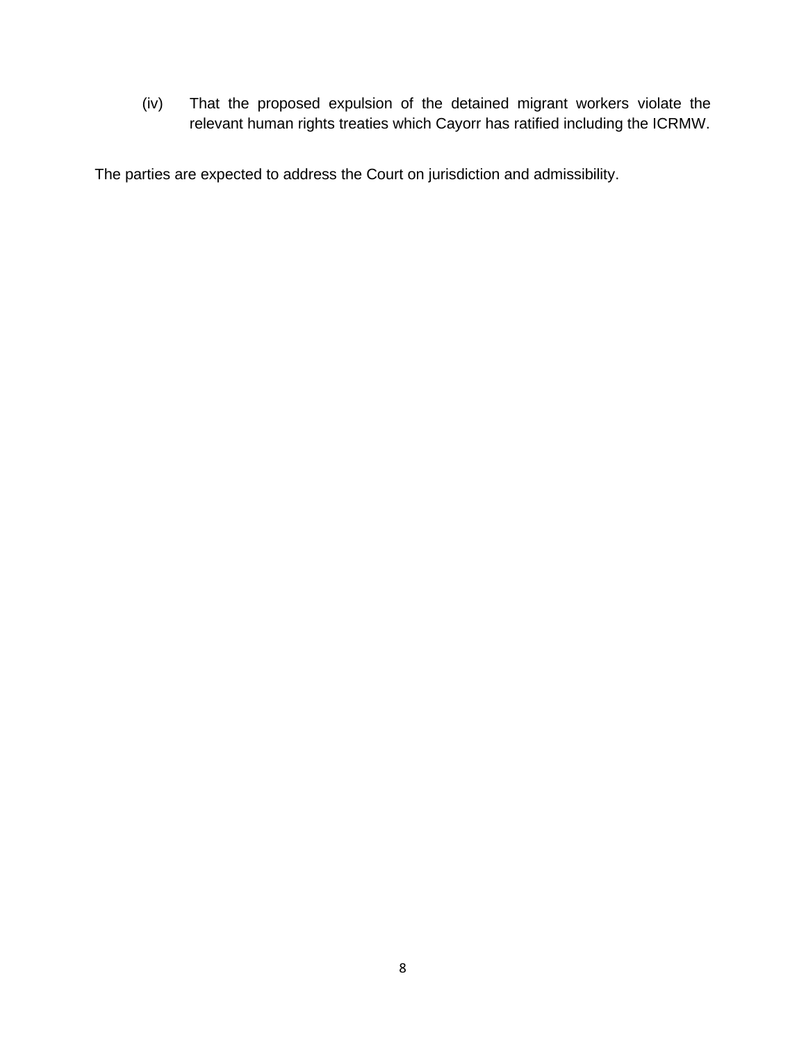(iv) That the proposed expulsion of the detained migrant workers violate the relevant human rights treaties which Cayorr has ratified including the ICRMW.

The parties are expected to address the Court on jurisdiction and admissibility.